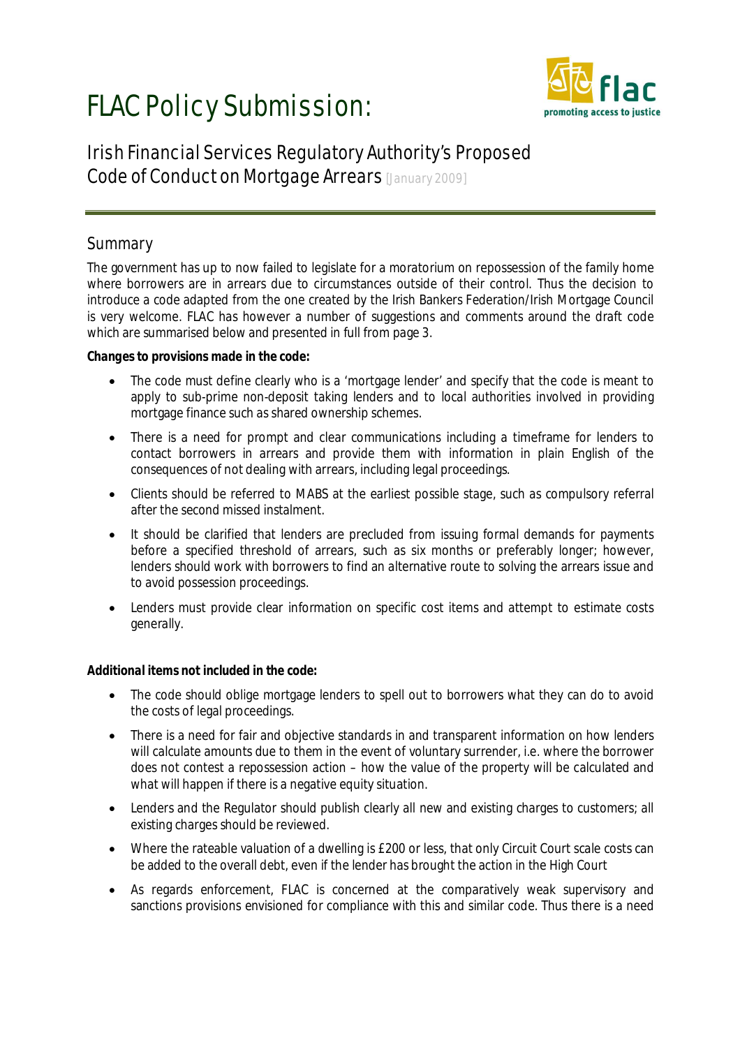# FLAC Policy Submission:

## Irish Financial Services Regulatory Authority's Proposed Code of Conduct on Mortgage Arrears [January 2009]

### Summary

The government has up to now failed to legislate for a moratorium on repossession of the family home where borrowers are in arrears due to circumstances outside of their control. Thus the decision to introduce a code adapted from the one created by the Irish Bankers Federation/Irish Mortgage Council is very welcome. FLAC has however a number of suggestions and comments around the draft code which are summarised below and presented in full from page 3.

**Changes to provisions made in the code:**

- The code must define clearly who is a 'mortgage lender' and specify that the code is meant to apply to sub-prime non-deposit taking lenders and to local authorities involved in providing mortgage finance such as shared ownership schemes.
- There is a need for prompt and clear communications including a timeframe for lenders to contact borrowers in arrears and provide them with information in plain English of the consequences of not dealing with arrears, including legal proceedings.
- Clients should be referred to MABS at the earliest possible stage, such as compulsory referral after the second missed instalment.
- It should be clarified that lenders are precluded from issuing formal demands for payments before a specified threshold of arrears, such as six months or preferably longer; however, lenders should work with borrowers to find an alternative route to solving the arrears issue and to avoid possession proceedings.
- Lenders must provide clear information on specific cost items and attempt to estimate costs generally.

**Additional items not included in the code:**

- The code should oblige mortgage lenders to spell out to borrowers what they can do to avoid the costs of legal proceedings.
- There is a need for fair and objective standards in and transparent information on how lenders will calculate amounts due to them in the event of voluntary surrender, i.e. where the borrower does not contest a repossession action – how the value of the property will be calculated and what will happen if there is a negative equity situation.
- Lenders and the Regulator should publish clearly all new and existing charges to customers; all existing charges should be reviewed.
- Where the rateable valuation of a dwelling is £200 or less, that only Circuit Court scale costs can be added to the overall debt, even if the lender has brought the action in the High Court
- As regards enforcement, FLAC is concerned at the comparatively weak supervisory and sanctions provisions envisioned for compliance with this and similar code. Thus there is a need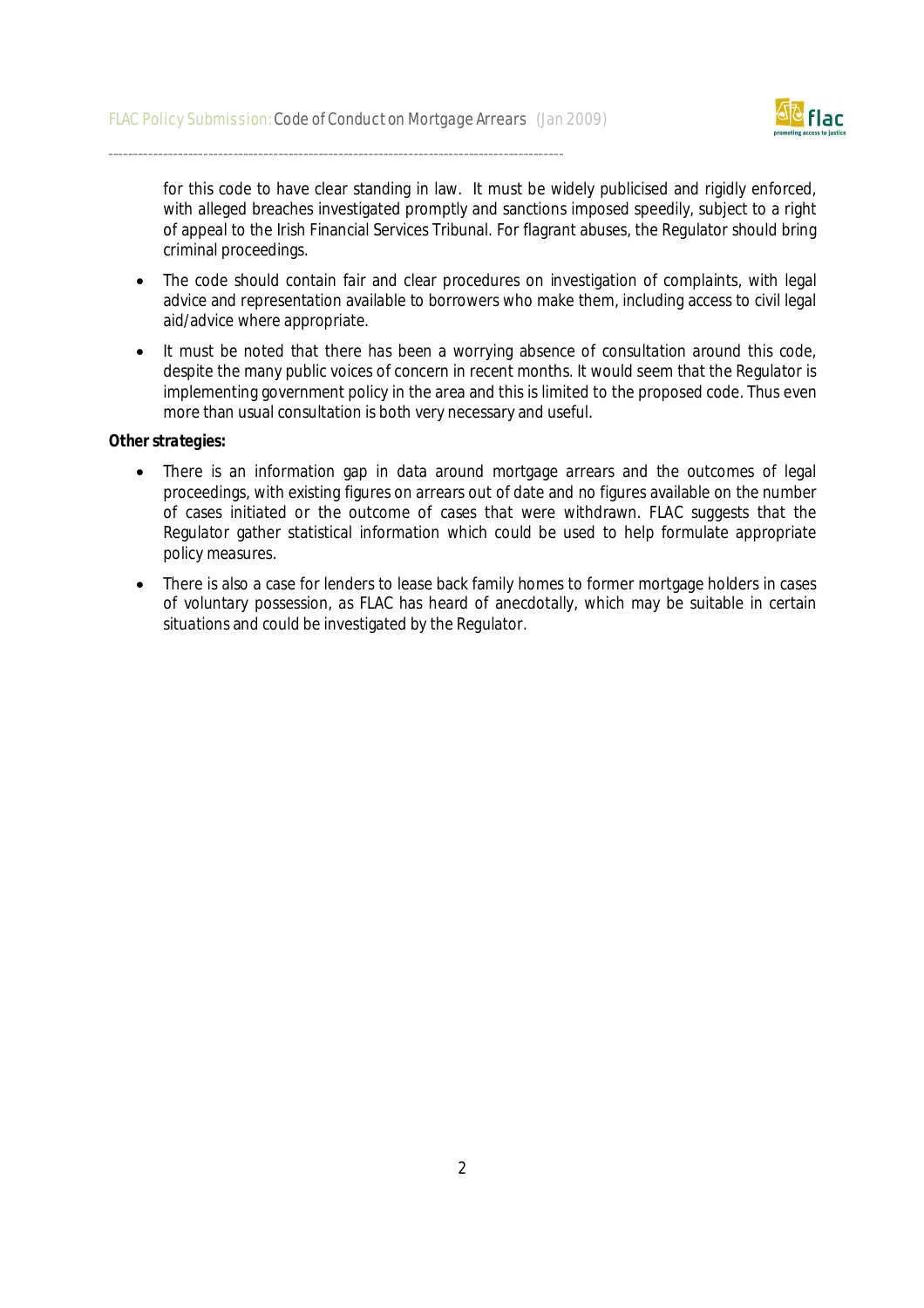for this code to have clear standing in law. It must be widely publicised and rigidly enforced, with alleged breaches investigated promptly and sanctions imposed speedily, subject to a right of appeal to the Irish Financial Services Tribunal. For flagrant abuses, the Regulator should bring criminal proceedings.

- The code should contain fair and clear procedures on investigation of complaints, with legal advice and representation available to borrowers who make them, including access to civil legal aid/advice where appropriate.
- It must be noted that there has been a worrying absence of consultation around this code, despite the many public voices of concern in recent months. It would seem that the Regulator is implementing government policy in the area and this is limited to the proposed code. Thus even more than usual consultation is both very necessary and useful.

**Other strategies:**

- There is an information gap in data around mortgage arrears and the outcomes of legal proceedings, with existing figures on arrears out of date and no figures available on the number of cases initiated or the outcome of cases that were withdrawn. FLAC suggests that the Regulator gather statistical information which could be used to help formulate appropriate policy measures.
- There is also a case for lenders to lease back family homes to former mortgage holders in cases of voluntary possession, as FLAC has heard of anecdotally, which may be suitable in certain situations and could be investigated by the Regulator.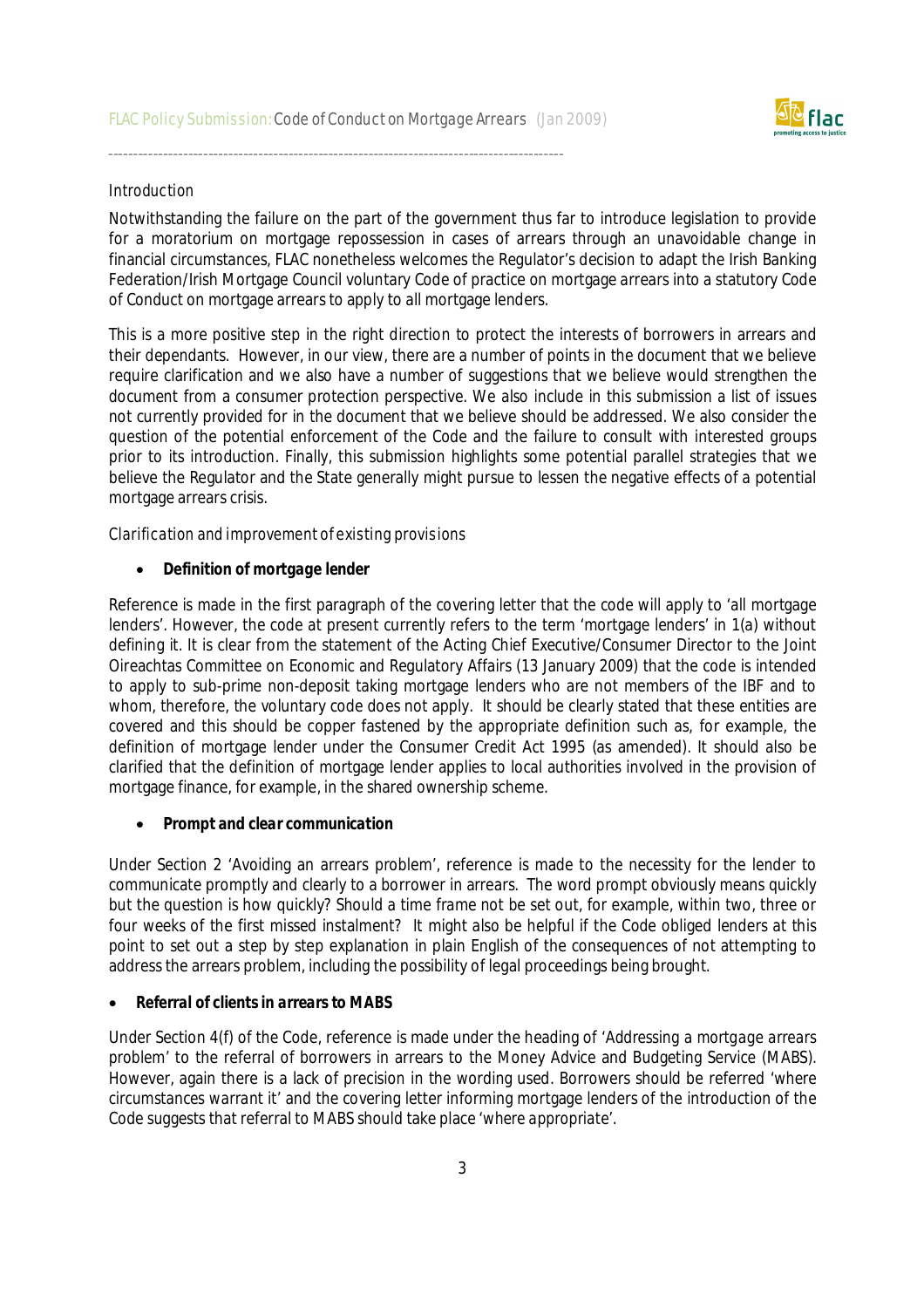## Introduction

Notwithstanding the failure on the part of the government thus far to introduce legislation to provide for a moratorium on mortgage repossession in cases of arrears through an unavoidable change in financial circumstances, FLAC nonetheless welcomes the Regulator's decision to adapt the Irish Banking Federation/Irish Mortgage Council voluntary Code of practice on mortgage arrears into a statutory Code of Conduct on mortgage arrears to apply to all mortgage lenders.

This is a more positive step in the right direction to protect the interests of borrowers in arrears and their dependants. However, in our view, there are a number of points in the document that we believe require clarification and we also have a number of suggestions that we believe would strengthen the document from a consumer protection perspective. We also include in this submission a list of issues not currently provided for in the document that we believe should be addressed. We also consider the question of the potential enforcement of the Code and the failure to consult with interested groups prior to its introduction. Finally, this submission highlights some potential parallel strategies that we believe the Regulator and the State generally might pursue to lessen the negative effects of a potential mortgage arrears crisis.

## Clarification and improvement of existing provisions

- **Definition of mortgage lender**

Reference is made in the first paragraph of the covering letter that the code will apply to 'all mortgage lenders'. However, the code at present currently refers to the term 'mortgage lenders' in 1(a) without defining it. It is clear from the statement of the Acting Chief Executive/Consumer Director to the Joint Oireachtas Committee on Economic and Regulatory Affairs (13 January 2009) that the code is intended to apply to sub-prime non-deposit taking mortgage lenders who are not members of the IBF and to whom, therefore, the voluntary code does not apply. It should be clearly stated that these entities are covered and this should be copper fastened by the appropriate definition such as, for example, the definition of mortgage lender under the Consumer Credit Act 1995 (as amended). It should also be clarified that the definition of mortgage lender applies to local authorities involved in the provision of mortgage finance, for example, in the shared ownership scheme.

- **Prompt and clear communication**

Under Section 2 'Avoiding an arrears problem', reference is made to the necessity for the lender to communicate promptly and clearly to a borrower in arrears. The word prompt obviously means quickly but the question is how quickly? Should a time frame not be set out, for example, within two, three or four weeks of the first missed instalment? It might also be helpful if the Code obliged lenders at this point to set out a step by step explanation in plain English of the consequences of not attempting to address the arrears problem, including the possibility of legal proceedings being brought.

- ***Referral of clients in arrears to MABS***

Under Section 4(f) of the Code, reference is made under the heading of 'Addressing a mortgage arrears problem' to the referral of borrowers in arrears to the Money Advice and Budgeting Service (MABS). However, again there is a lack of precision in the wording used. Borrowers should be referred 'where circumstances warrant it' and the covering letter informing mortgage lenders of the introduction of the Code suggests that referral to MABS should take place 'where appropriate'.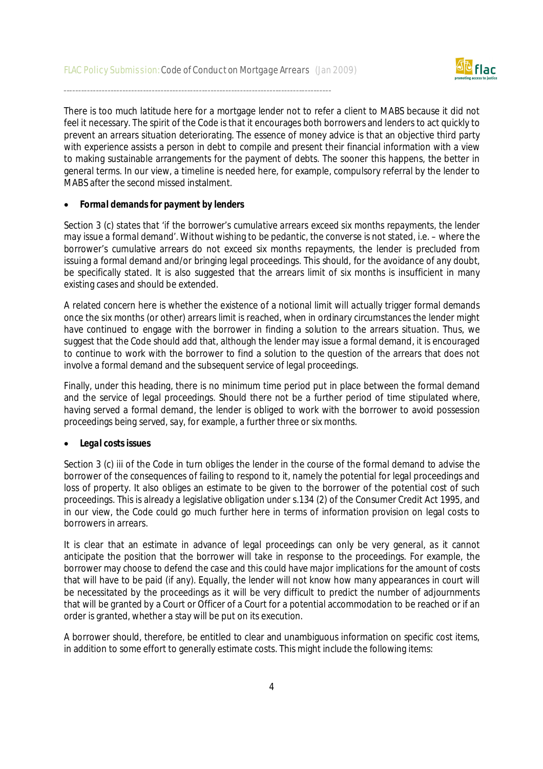There is too much latitude here for a mortgage lender not to refer a client to MABS because it did not feel it necessary. The spirit of the Code is that it encourages both borrowers and lenders to act quickly to prevent an arrears situation deteriorating. The essence of money advice is that an objective third party with experience assists a person in debt to compile and present their financial information with a view to making sustainable arrangements for the payment of debts. The sooner this happens, the better in general terms. In our view, a timeline is needed here, for example, compulsory referral by the lender to MABS after the second missed instalment.

- ***Formal demands for payment by lenders***

Section 3 (c) states that *'if the borrower's cumulative arrears exceed six months repayments, the lender may issue a formal demand'*. Without wishing to be pedantic, the converse is not stated, i.e. – where the borrower's cumulative arrears do not exceed six months repayments, the lender is precluded from issuing a formal demand and/or bringing legal proceedings. This should, for the avoidance of any doubt, be specifically stated. It is also suggested that the arrears limit of six months is insufficient in many existing cases and should be extended.

A related concern here is whether the existence of a notional limit will actually trigger formal demands once the six months (or other) arrears limit is reached, when in ordinary circumstances the lender might have continued to engage with the borrower in finding a solution to the arrears situation. Thus, we suggest that the Code should add that, although the lender *may* issue a formal demand, it is encouraged to continue to work with the borrower to find a solution to the question of the arrears that does not involve a formal demand and the subsequent service of legal proceedings.

Finally, under this heading, there is no minimum time period put in place between the formal demand and the service of legal proceedings. Should there not be a further period of time stipulated where, having served a formal demand, the lender is obliged to work with the borrower to avoid possession proceedings being served, say, for example, a further three or six months.

- ***Legal costs issues***

Section 3 (c) iii of the Code in turn obliges the lender in the course of the formal demand to advise the borrower of the consequences of failing to respond to it, namely the potential for legal proceedings and loss of property. It also obliges an estimate to be given to the borrower of the potential cost of such proceedings. This is already a legislative obligation under s.134 (2) of the Consumer Credit Act 1995, and in our view, the Code could go much further here in terms of information provision on legal costs to borrowers in arrears.

It is clear that an estimate in advance of legal proceedings can only be very general, as it cannot anticipate the position that the borrower will take in response to the proceedings. For example, the borrower may choose to defend the case and this could have major implications for the amount of costs that will have to be paid (if any). Equally, the lender will not know how many appearances in court will be necessitated by the proceedings as it will be very difficult to predict the number of adjournments that will be granted by a Court or Officer of a Court for a potential accommodation to be reached or if an order is granted, whether a stay will be put on its execution.

A borrower should, therefore, be entitled to clear and unambiguous information on specific cost items, in addition to some effort to generally estimate costs. This might include the following items: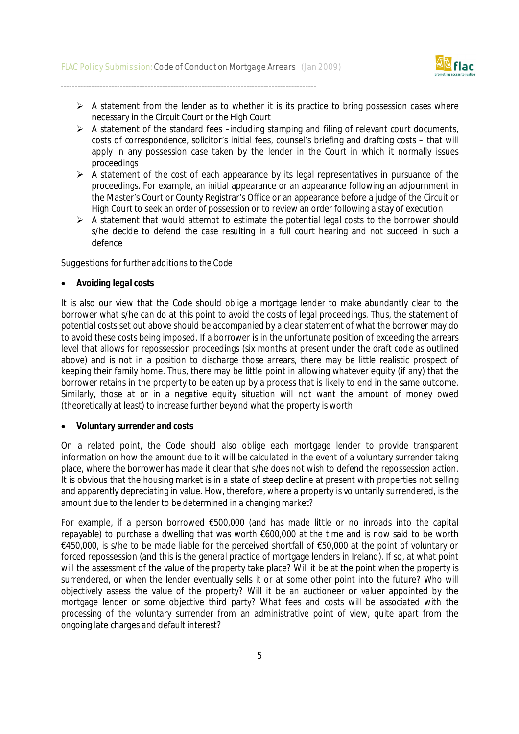- A statement from the lender as to whether it is its practice to bring possession cases where necessary in the Circuit Court or the High Court
- A statement of the standard fees –including stamping and filing of relevant court documents, costs of correspondence, solicitor's initial fees, counsel's briefing and drafting costs – that will apply in any possession case taken by the lender in the Court in which it normally issues proceedings
- A statement of the cost of each appearance by its legal representatives in pursuance of the proceedings. For example, an initial appearance or an appearance following an adjournment in the Master's Court or County Registrar's Office or an appearance before a judge of the Circuit or High Court to seek an order of possession or to review an order following a stay of execution
- A statement that would attempt to estimate the potential legal costs to the borrower should s/he decide to defend the case resulting in a full court hearing and not succeed in such a defence

*Suggestions for further additions to the Code*

- ***Avoiding legal costs***

It is also our view that the Code should oblige a mortgage lender to make abundantly clear to the borrower what s/he can do at this point to avoid the costs of legal proceedings. Thus, the statement of potential costs set out above should be accompanied by a clear statement of what the borrower may do to avoid these costs being imposed. If a borrower is in the unfortunate position of exceeding the arrears level that allows for repossession proceedings (six months at present under the draft code as outlined above) and is not in a position to discharge those arrears, there may be little realistic prospect of keeping their family home. Thus, there may be little point in allowing whatever equity (if any) that the borrower retains in the property to be eaten up by a process that is likely to end in the same outcome. Similarly, those at or in a negative equity situation will not want the amount of money owed (theoretically at least) to increase further beyond what the property is worth.

- ***Voluntary surrender and costs***

On a related point, the Code should also oblige each mortgage lender to provide transparent information on how the amount due to it will be calculated in the event of a voluntary surrender taking place, where the borrower has made it clear that s/he does not wish to defend the repossession action. It is obvious that the housing market is in a state of steep decline at present with properties not selling and apparently depreciating in value. How, therefore, where a property is voluntarily surrendered, is the amount due to the lender to be determined in a changing market?

For example, if a person borrowed €500,000 (and has made little or no inroads into the capital repayable) to purchase a dwelling that was worth €600,000 at the time and is now said to be worth €450,000, is s/he to be made liable for the perceived shortfall of €50,000 at the point of voluntary or forced repossession (and this is the general practice of mortgage lenders in Ireland). If so, at what point will the assessment of the value of the property take place? Will it be at the point when the property is surrendered, or when the lender eventually sells it or at some other point into the future? Who will objectively assess the value of the property? Will it be an auctioneer or valuer appointed by the mortgage lender or some objective third party? What fees and costs will be associated with the processing of the voluntary surrender from an administrative point of view, quite apart from the ongoing late charges and default interest?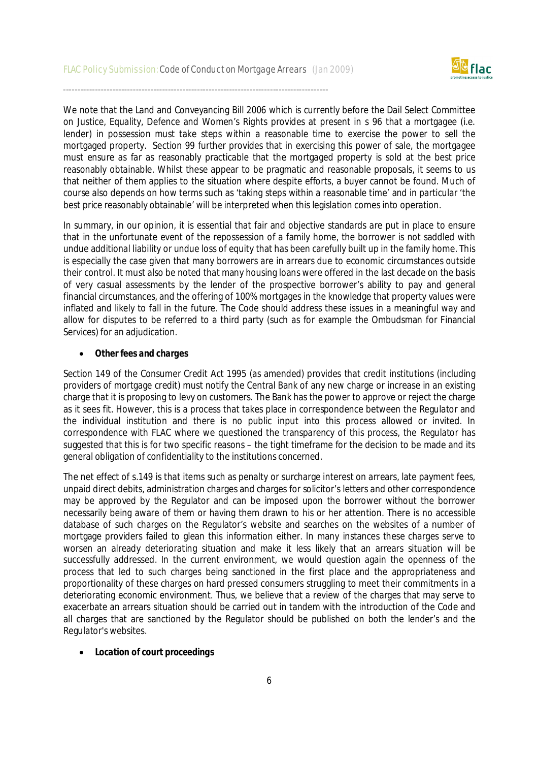We note that the Land and Conveyancing Bill 2006 which is currently before the Dail Select Committee on Justice, Equality, Defence and Women's Rights provides at present in s 96 that a mortgagee (i.e. lender) in possession must take steps within a reasonable time to exercise the power to sell the mortgaged property. Section 99 further provides that in exercising this power of sale, the mortgagee must ensure as far as reasonably practicable that the mortgaged property is sold at the best price reasonably obtainable. Whilst these appear to be pragmatic and reasonable proposals, it seems to us that neither of them applies to the situation where despite efforts, a buyer cannot be found. Much of course also depends on how terms such as 'taking steps within a reasonable time' and in particular 'the best price reasonably obtainable' will be interpreted when this legislation comes into operation.

In summary, in our opinion, it is essential that fair and objective standards are put in place to ensure that in the unfortunate event of the repossession of a family home, the borrower is not saddled with undue additional liability or undue loss of equity that has been carefully built up in the family home. This is especially the case given that many borrowers are in arrears due to economic circumstances outside their control. It must also be noted that many housing loans were offered in the last decade on the basis of very casual assessments by the lender of the prospective borrower's ability to pay and general financial circumstances, and the offering of 100% mortgages in the knowledge that property values were inflated and likely to fall in the future. The Code should address these issues in a meaningful way and allow for disputes to be referred to a third party (such as for example the Ombudsman for Financial Services) for an adjudication.

- ***Other fees and charges***

Section 149 of the Consumer Credit Act 1995 (as amended) provides that credit institutions (including providers of mortgage credit) must notify the Central Bank of any new charge or increase in an existing charge that it is proposing to levy on customers. The Bank has the power to approve or reject the charge as it sees fit. However, this is a process that takes place in correspondence between the Regulator and the individual institution and there is no public input into this process allowed or invited. In correspondence with FLAC where we questioned the transparency of this process, the Regulator has suggested that this is for two specific reasons – the tight timeframe for the decision to be made and its general obligation of confidentiality to the institutions concerned.

The net effect of s.149 is that items such as penalty or surcharge interest on arrears, late payment fees, unpaid direct debits, administration charges and charges for solicitor's letters and other correspondence may be approved by the Regulator and can be imposed upon the borrower without the borrower necessarily being aware of them or having them drawn to his or her attention. There is no accessible database of such charges on the Regulator's website and searches on the websites of a number of mortgage providers failed to glean this information either. In many instances these charges serve to worsen an already deteriorating situation and make it less likely that an arrears situation will be successfully addressed. In the current environment, we would question again the openness of the process that led to such charges being sanctioned in the first place and the appropriateness and proportionality of these charges on hard pressed consumers struggling to meet their commitments in a deteriorating economic environment. Thus, we believe that a review of the charges that may serve to exacerbate an arrears situation should be carried out in tandem with the introduction of the Code and all charges that are sanctioned by the Regulator should be published on both the lender's and the Regulator's websites.

- ***Location of court proceedings***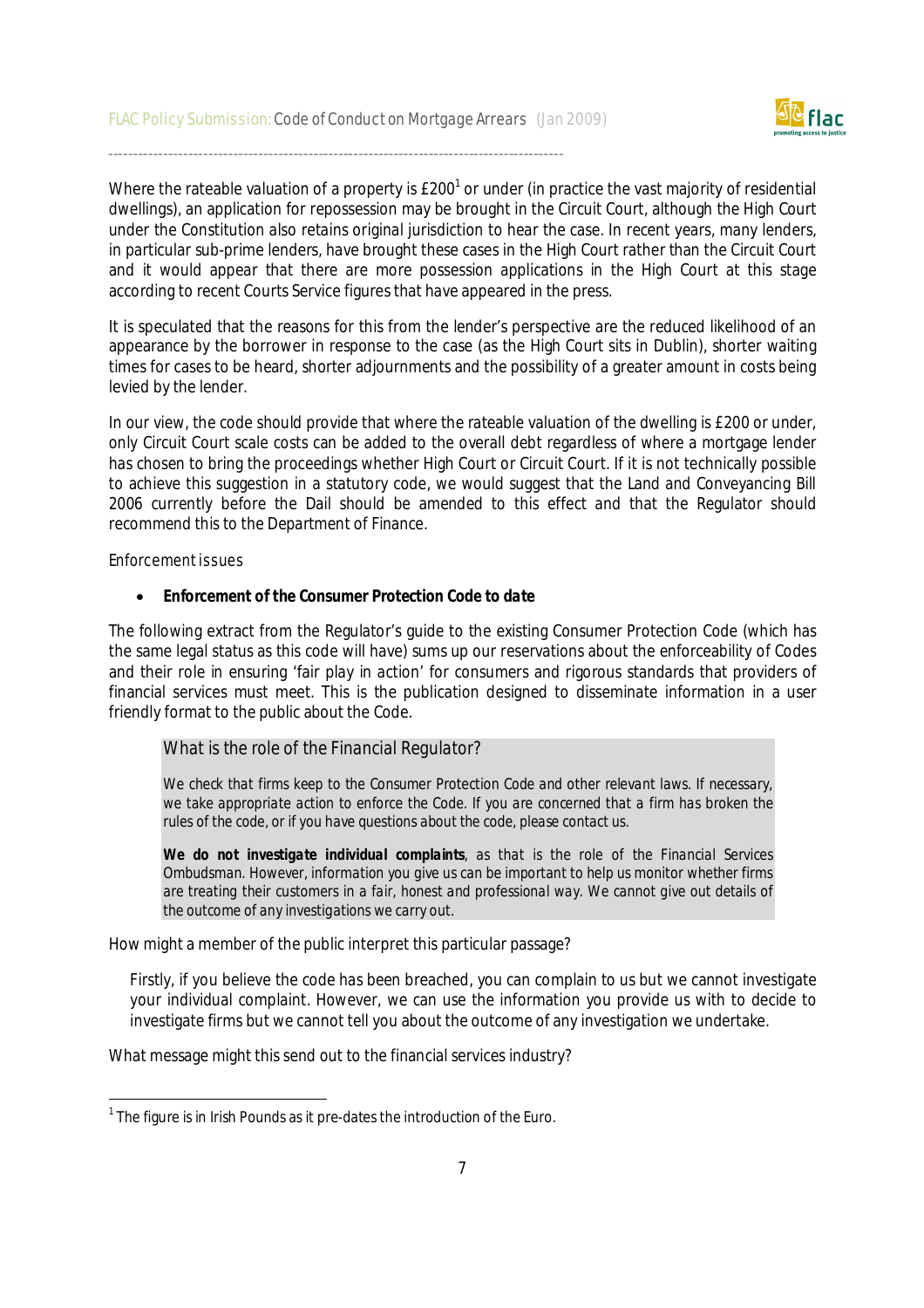Where the rateable valuation of a property is £200[1] or under (in practice the vast majority of residential dwellings), an application for repossession may be brought in the Circuit Court, although the High Court under the Constitution also retains original jurisdiction to hear the case. In recent years, many lenders, in particular sub-prime lenders, have brought these cases in the High Court rather than the Circuit Court and it would appear that there are more possession applications in the High Court at this stage according to recent Courts Service figures that have appeared in the press.

It is speculated that the reasons for this from the lender's perspective are the reduced likelihood of an appearance by the borrower in response to the case (as the High Court sits in Dublin), shorter waiting times for cases to be heard, shorter adjournments and the possibility of a greater amount in costs being levied by the lender.

In our view, the code should provide that where the rateable valuation of the dwelling is £200 or under, only Circuit Court scale costs can be added to the overall debt regardless of where a mortgage lender has chosen to bring the proceedings whether High Court or Circuit Court. If it is not technically possible to achieve this suggestion in a statutory code, we would suggest that the Land and Conveyancing Bill 2006 currently before the Dail should be amended to this effect and that the Regulator should recommend this to the Department of Finance.

### Enforcement issues

- **Enforcement of the Consumer Protection Code to date**

The following extract from the Regulator's guide to the existing Consumer Protection Code (which has the same legal status as this code will have) sums up our reservations about the enforceability of Codes and their role in ensuring 'fair play in action' for consumers and rigorous standards that providers of financial services must meet. This is the publication designed to disseminate information in a user friendly format to the public about the Code.

> What is the role of the Financial Regulator?
>
> *We check that firms keep to the Consumer Protection Code and other relevant laws. If necessary, we take appropriate action to enforce the Code. If you are concerned that a firm has broken the rules of the code, or if you have questions about the code, please contact us.*
>
> ***We do not investigate individual complaints**, as that is the role of the Financial Services Ombudsman. However, information you give us can be important to help us monitor whether firms are treating their customers in a fair, honest and professional way. We cannot give out details of the outcome of any investigations we carry out.*

How might a member of the public interpret this particular passage?

> Firstly, if you believe the code has been breached, you can complain to us but we cannot investigate your individual complaint. However, we can use the information you provide us with to decide to investigate firms but we cannot tell you about the outcome of any investigation we undertake.

What message might this send out to the financial services industry?

---

[1] The figure is in Irish Pounds as it pre-dates the introduction of the Euro.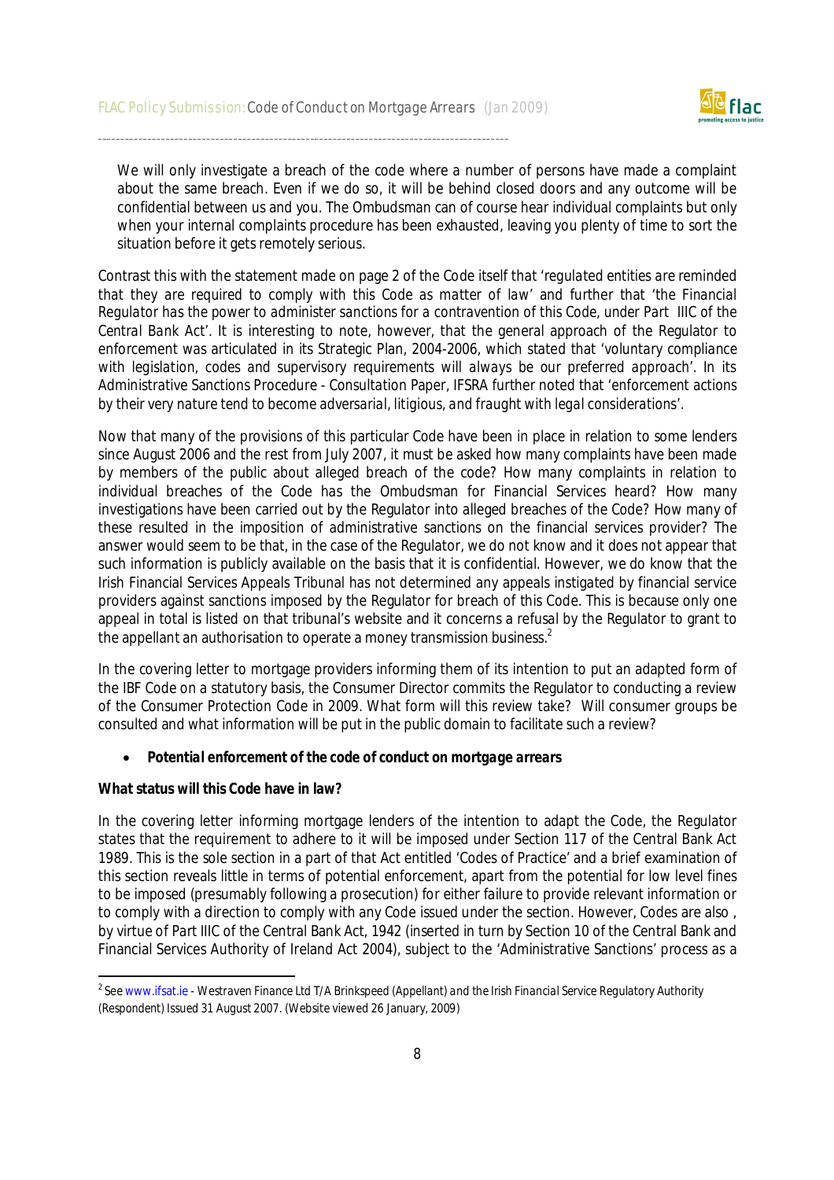> We will only investigate a breach of the code where a number of persons have made a complaint about the same breach. Even if we do so, it will be behind closed doors and any outcome will be confidential between us and you. The Ombudsman can of course hear individual complaints but only when your internal complaints procedure has been exhausted, leaving you plenty of time to sort the situation before it gets remotely serious.

Contrast this with the statement made on page 2 of the Code itself that *'regulated entities are reminded that they are required to comply with this Code as matter of law'* and further that *'the Financial Regulator has the power to administer sanctions for a contravention of this Code, under Part IIIC of the Central Bank Act'*. It is interesting to note, however, that the general approach of the Regulator to enforcement was articulated in its Strategic Plan, 2004-2006, which stated that *'voluntary compliance with legislation, codes and supervisory requirements will always be our preferred approach'*. In its Administrative Sanctions Procedure - Consultation Paper, IFSRA further noted that *'enforcement actions by their very nature tend to become adversarial, litigious, and fraught with legal considerations'*.

Now that many of the provisions of this particular Code have been in place in relation to some lenders since August 2006 and the rest from July 2007, it must be asked how many complaints have been made by members of the public about alleged breach of the code? How many complaints in relation to individual breaches of the Code has the Ombudsman for Financial Services heard? How many investigations have been carried out by the Regulator into alleged breaches of the Code? How many of these resulted in the imposition of administrative sanctions on the financial services provider? The answer would seem to be that, in the case of the Regulator, we do not know and it does not appear that such information is publicly available on the basis that it is confidential. However, we do know that the Irish Financial Services Appeals Tribunal has not determined any appeals instigated by financial service providers against sanctions imposed by the Regulator for breach of this Code. This is because only one appeal in total is listed on that tribunal's website and it concerns a refusal by the Regulator to grant to the appellant an authorisation to operate a money transmission business.[2]

In the covering letter to mortgage providers informing them of its intention to put an adapted form of the IBF Code on a statutory basis, the Consumer Director commits the Regulator to conducting a review of the Consumer Protection Code in 2009. What form will this review take? Will consumer groups be consulted and what information will be put in the public domain to facilitate such a review?

- ***Potential enforcement of the code of conduct on mortgage arrears***

**What status will this Code have in law?**

In the covering letter informing mortgage lenders of the intention to adapt the Code, the Regulator states that the requirement to adhere to it will be imposed under Section 117 of the Central Bank Act 1989. This is the sole section in a part of that Act entitled 'Codes of Practice' and a brief examination of this section reveals little in terms of potential enforcement, apart from the potential for low level fines to be imposed (presumably following a prosecution) for either failure to provide relevant information or to comply with a direction to comply with any Code issued under the section. However, Codes are also , by virtue of Part IIIC of the Central Bank Act, 1942 (inserted in turn by Section 10 of the Central Bank and Financial Services Authority of Ireland Act 2004), subject to the 'Administrative Sanctions' process as a

---

[2] See www.ifsat.ie - *Westraven Finance Ltd T/A Brinkspeed (Appellant) and the Irish Financial Service Regulatory Authority (Respondent)* Issued 31 August 2007. (Website viewed 26 January, 2009)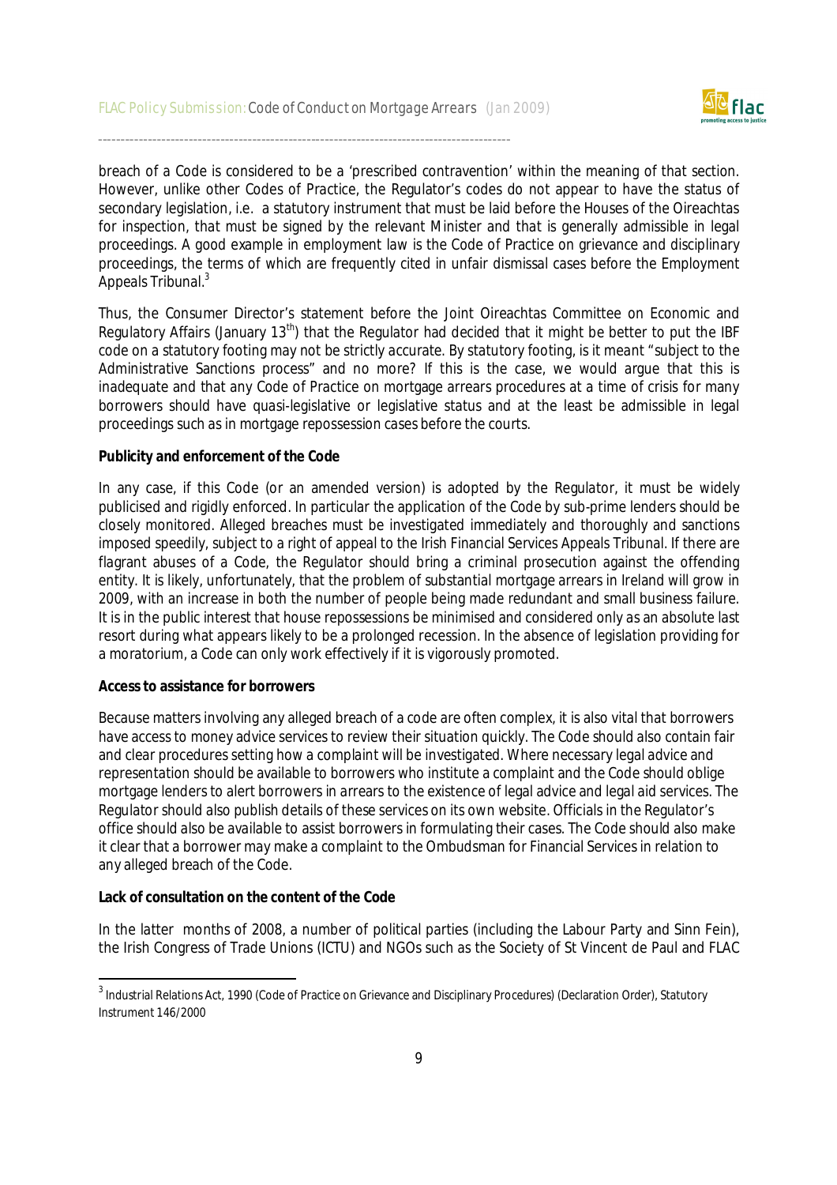breach of a Code is considered to be a 'prescribed contravention' within the meaning of that section. However, unlike other Codes of Practice, the Regulator's codes do not appear to have the status of secondary legislation, i.e. a statutory instrument that must be laid before the Houses of the Oireachtas for inspection, that must be signed by the relevant Minister and that is generally admissible in legal proceedings. A good example in employment law is the Code of Practice on grievance and disciplinary proceedings, the terms of which are frequently cited in unfair dismissal cases before the Employment Appeals Tribunal.[3]

Thus, the Consumer Director's statement before the Joint Oireachtas Committee on Economic and Regulatory Affairs (January 13th) that the Regulator had decided that it might be better to put the IBF code on a statutory footing may not be strictly accurate. By statutory footing, is it meant "subject to the Administrative Sanctions process" and no more? If this is the case, we would argue that this is inadequate and that any Code of Practice on mortgage arrears procedures at a time of crisis for many borrowers should have quasi-legislative or legislative status and at the least be admissible in legal proceedings such as in mortgage repossession cases before the courts.

**Publicity and enforcement of the Code**

In any case, if this Code (or an amended version) is adopted by the Regulator, it must be widely publicised and rigidly enforced. In particular the application of the Code by sub-prime lenders should be closely monitored. Alleged breaches must be investigated immediately and thoroughly and sanctions imposed speedily, subject to a right of appeal to the Irish Financial Services Appeals Tribunal. If there are flagrant abuses of a Code, the Regulator should bring a criminal prosecution against the offending entity. It is likely, unfortunately, that the problem of substantial mortgage arrears in Ireland will grow in 2009, with an increase in both the number of people being made redundant and small business failure. It is in the public interest that house repossessions be minimised and considered only as an absolute last resort during what appears likely to be a prolonged recession. In the absence of legislation providing for a moratorium, a Code can only work effectively if it is vigorously promoted.

**Access to assistance for borrowers**

Because matters involving any alleged breach of a code are often complex, it is also vital that borrowers have access to money advice services to review their situation quickly. The Code should also contain fair and clear procedures setting how a complaint will be investigated. Where necessary legal advice and representation should be available to borrowers who institute a complaint and the Code should oblige mortgage lenders to alert borrowers in arrears to the existence of legal advice and legal aid services. The Regulator should also publish details of these services on its own website. Officials in the Regulator's office should also be available to assist borrowers in formulating their cases. The Code should also make it clear that a borrower may make a complaint to the Ombudsman for Financial Services in relation to any alleged breach of the Code.

**Lack of consultation on the content of the Code**

In the latter months of 2008, a number of political parties (including the Labour Party and Sinn Fein), the Irish Congress of Trade Unions (ICTU) and NGOs such as the Society of St Vincent de Paul and FLAC

---

[3] Industrial Relations Act, 1990 (Code of Practice on Grievance and Disciplinary Procedures) (Declaration Order), Statutory Instrument 146/2000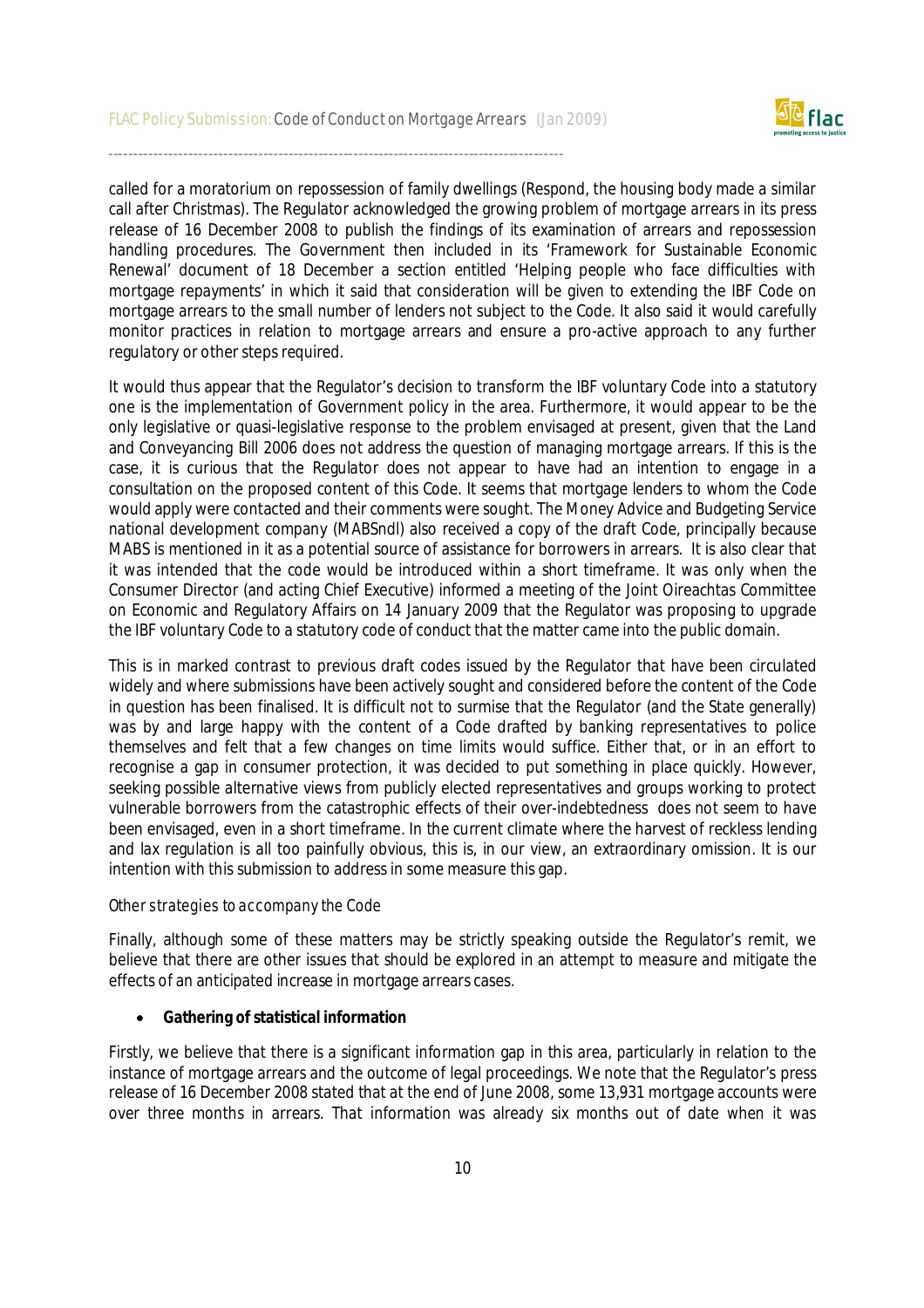called for a moratorium on repossession of family dwellings (Respond, the housing body made a similar call after Christmas). The Regulator acknowledged the growing problem of mortgage arrears in its press release of 16 December 2008 to publish the findings of its examination of arrears and repossession handling procedures. The Government then included in its 'Framework for Sustainable Economic Renewal' document of 18 December a section entitled 'Helping people who face difficulties with mortgage repayments' in which it said that consideration will be given to extending the IBF Code on mortgage arrears to the small number of lenders not subject to the Code. It also said it would carefully monitor practices in relation to mortgage arrears and ensure a pro-active approach to any further regulatory or other steps required.

It would thus appear that the Regulator's decision to transform the IBF voluntary Code into a statutory one is the implementation of Government policy in the area. Furthermore, it would appear to be the only legislative or quasi-legislative response to the problem envisaged at present, given that the Land and Conveyancing Bill 2006 does not address the question of managing mortgage arrears. If this is the case, it is curious that the Regulator does not appear to have had an intention to engage in a consultation on the proposed content of this Code. It seems that mortgage lenders to whom the Code would apply were contacted and their comments were sought. The Money Advice and Budgeting Service national development company (MABSndl) also received a copy of the draft Code, principally because MABS is mentioned in it as a potential source of assistance for borrowers in arrears. It is also clear that it was intended that the code would be introduced within a short timeframe. It was only when the Consumer Director (and acting Chief Executive) informed a meeting of the Joint Oireachtas Committee on Economic and Regulatory Affairs on 14 January 2009 that the Regulator was proposing to upgrade the IBF voluntary Code to a statutory code of conduct that the matter came into the public domain.

This is in marked contrast to previous draft codes issued by the Regulator that have been circulated widely and where submissions have been actively sought and considered before the content of the Code in question has been finalised. It is difficult not to surmise that the Regulator (and the State generally) was by and large happy with the content of a Code drafted by banking representatives to police themselves and felt that a few changes on time limits would suffice. Either that, or in an effort to recognise a gap in consumer protection, it was decided to put something in place quickly. However, seeking possible alternative views from publicly elected representatives and groups working to protect vulnerable borrowers from the catastrophic effects of their over-indebtedness does not seem to have been envisaged, even in a short timeframe. In the current climate where the harvest of reckless lending and lax regulation is all too painfully obvious, this is, in our view, an extraordinary omission. It is our intention with this submission to address in some measure this gap.

*Other strategies to accompany the Code*

Finally, although some of these matters may be strictly speaking outside the Regulator's remit, we believe that there are other issues that should be explored in an attempt to measure and mitigate the effects of an anticipated increase in mortgage arrears cases.

- **Gathering of statistical information**

Firstly, we believe that there is a significant information gap in this area, particularly in relation to the instance of mortgage arrears and the outcome of legal proceedings. We note that the Regulator's press release of 16 December 2008 stated that at the end of June 2008, some 13,931 mortgage accounts were over three months in arrears. That information was already six months out of date when it was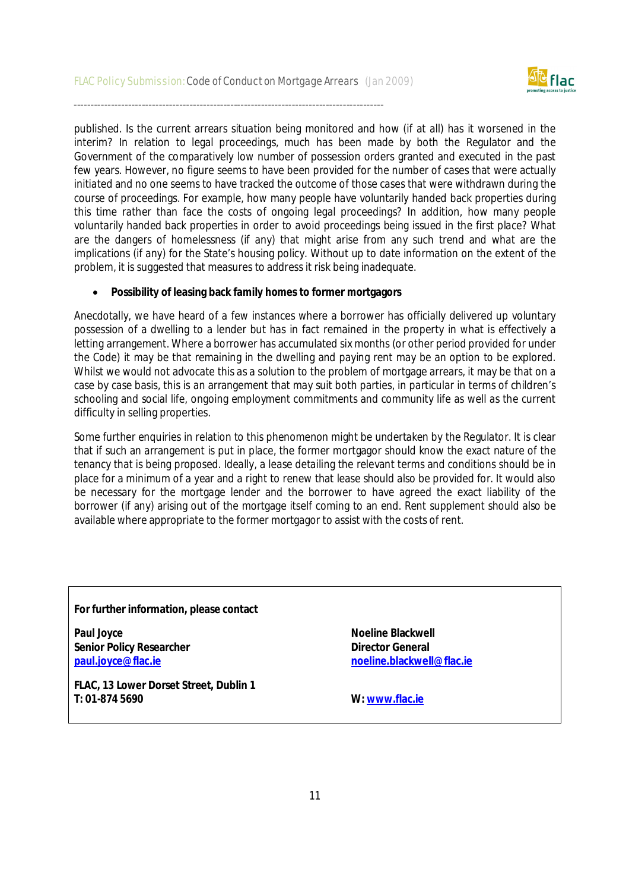published. Is the current arrears situation being monitored and how (if at all) has it worsened in the interim? In relation to legal proceedings, much has been made by both the Regulator and the Government of the comparatively low number of possession orders granted and executed in the past few years. However, no figure seems to have been provided for the number of cases that were actually initiated and no one seems to have tracked the outcome of those cases that were withdrawn during the course of proceedings. For example, how many people have voluntarily handed back properties during this time rather than face the costs of ongoing legal proceedings? In addition, how many people voluntarily handed back properties in order to avoid proceedings being issued in the first place? What are the dangers of homelessness (if any) that might arise from any such trend and what are the implications (if any) for the State's housing policy. Without up to date information on the extent of the problem, it is suggested that measures to address it risk being inadequate.

- **Possibility of leasing back family homes to former mortgagors**

Anecdotally, we have heard of a few instances where a borrower has officially delivered up voluntary possession of a dwelling to a lender but has in fact remained in the property in what is effectively a letting arrangement. Where a borrower has accumulated six months (or other period provided for under the Code) it may be that remaining in the dwelling and paying rent may be an option to be explored. Whilst we would not advocate this as a solution to the problem of mortgage arrears, it may be that on a case by case basis, this is an arrangement that may suit both parties, in particular in terms of children's schooling and social life, ongoing employment commitments and community life as well as the current difficulty in selling properties.

Some further enquiries in relation to this phenomenon might be undertaken by the Regulator. It is clear that if such an arrangement is put in place, the former mortgagor should know the exact nature of the tenancy that is being proposed. Ideally, a lease detailing the relevant terms and conditions should be in place for a minimum of a year and a right to renew that lease should also be provided for. It would also be necessary for the mortgage lender and the borrower to have agreed the exact liability of the borrower (if any) arising out of the mortgage itself coming to an end. Rent supplement should also be available where appropriate to the former mortgagor to assist with the costs of rent.

**For further information, please contact**

**Paul Joyce**
**Senior Policy Researcher**
**paul.joyce@flac.ie**

**Noeline Blackwell**
**Director General**
**noeline.blackwell@flac.ie**

**FLAC, 13 Lower Dorset Street, Dublin 1**
**T: 01-874 5690**

**W: www.flac.ie**